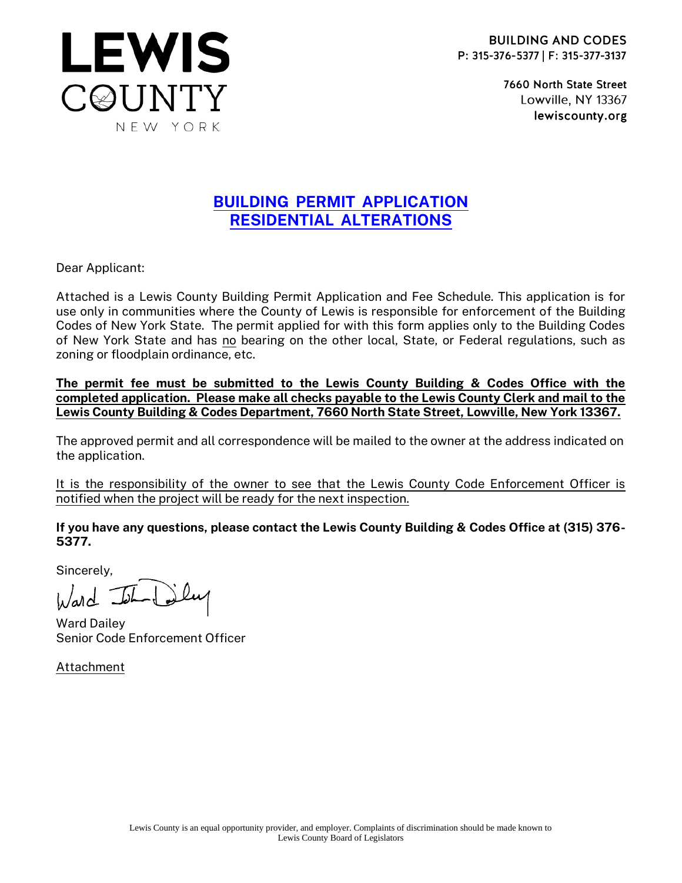**LEWIS COUNTY**
NEW YORK

**BUILDING AND CODES**
**P: 315-376-5377 | F: 315-377-3137**

**7660 North State Street**
Lowville, NY 13367
**lewiscounty.org**

# BUILDING PERMIT APPLICATION
# RESIDENTIAL ALTERATIONS

Dear Applicant:

Attached is a Lewis County Building Permit Application and Fee Schedule. This application is for use only in communities where the County of Lewis is responsible for enforcement of the Building Codes of New York State. The permit applied for with this form applies only to the Building Codes of New York State and has no bearing on the other local, State, or Federal regulations, such as zoning or floodplain ordinance, etc.

**The permit fee must be submitted to the Lewis County Building & Codes Office with the completed application. Please make all checks payable to the Lewis County Clerk and mail to the Lewis County Building & Codes Department, 7660 North State Street, Lowville, New York 13367.**

The approved permit and all correspondence will be mailed to the owner at the address indicated on the application.

It is the responsibility of the owner to see that the Lewis County Code Enforcement Officer is notified when the project will be ready for the next inspection.

**If you have any questions, please contact the Lewis County Building & Codes Office at (315) 376-5377.**

Sincerely,

Ward John Dailey

Ward Dailey
Senior Code Enforcement Officer

Attachment

Lewis County is an equal opportunity provider, and employer. Complaints of discrimination should be made known to Lewis County Board of Legislators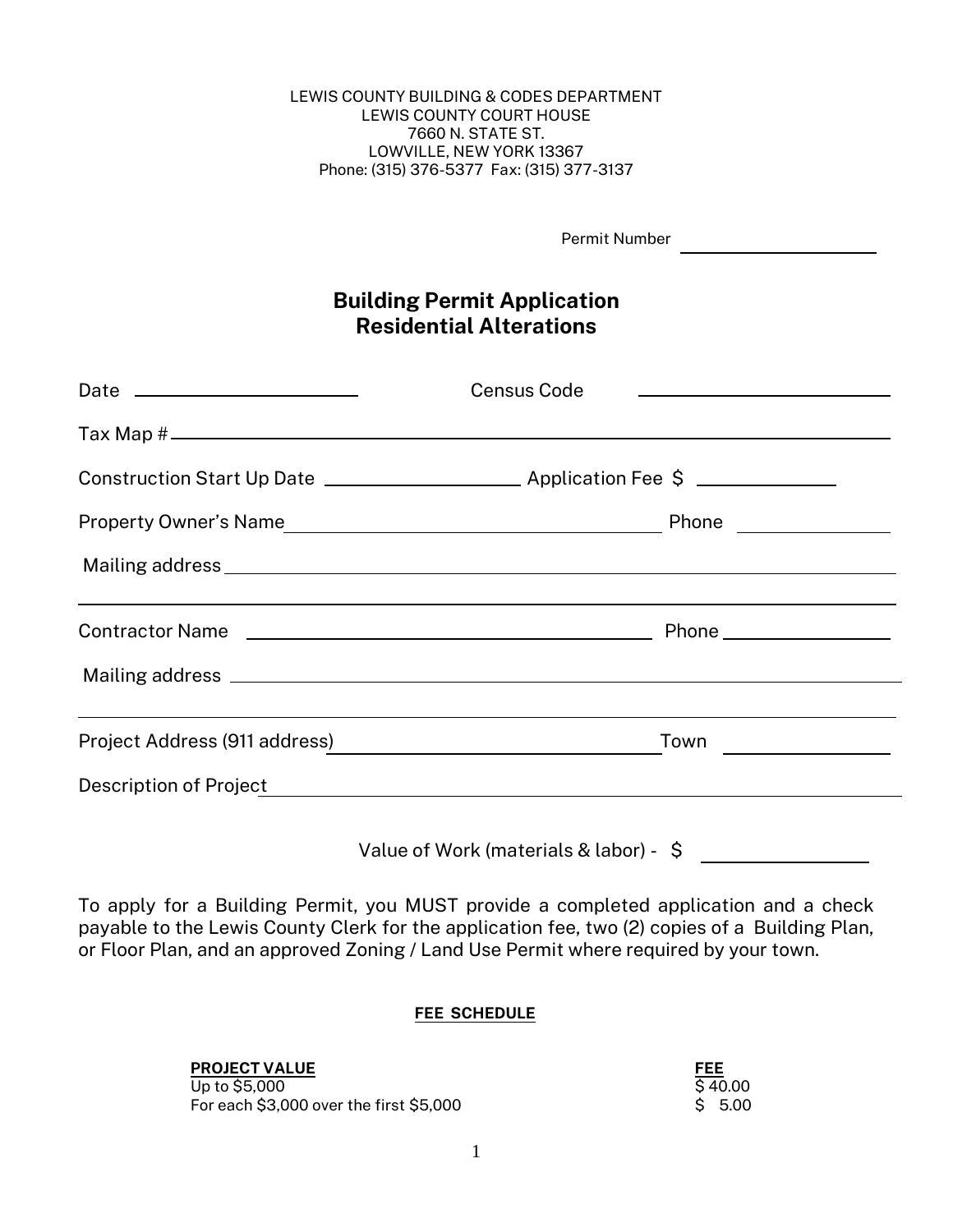LEWIS COUNTY BUILDING & CODES DEPARTMENT
LEWIS COUNTY COURT HOUSE
7660 N. STATE ST.
LOWVILLE, NEW YORK 13367
Phone: (315) 376-5377 Fax: (315) 377-3137

Permit Number ____________________

# Building Permit Application
## Residential Alterations

Date ____________________ Census Code ____________________

Tax Map # ____________________________________________

Construction Start Up Date ____________________ Application Fee $ ______________

Property Owner's Name ______________________________ Phone ______________

Mailing address ____________________________________________

____________________________________________

Contractor Name ______________________________ Phone ______________

Mailing address ____________________________________________

____________________________________________

Project Address (911 address) ______________________________ Town ______________

Description of Project ____________________________________________

Value of Work (materials & labor) - $ ______________

To apply for a Building Permit, you MUST provide a completed application and a check payable to the Lewis County Clerk for the application fee, two (2) copies of a Building Plan, or Floor Plan, and an approved Zoning / Land Use Permit where required by your town.

**FEE SCHEDULE**

| PROJECT VALUE | FEE |
|---|---|
| Up to $5,000 | $ 40.00 |
| For each $3,000 over the first $5,000 | $ 5.00 |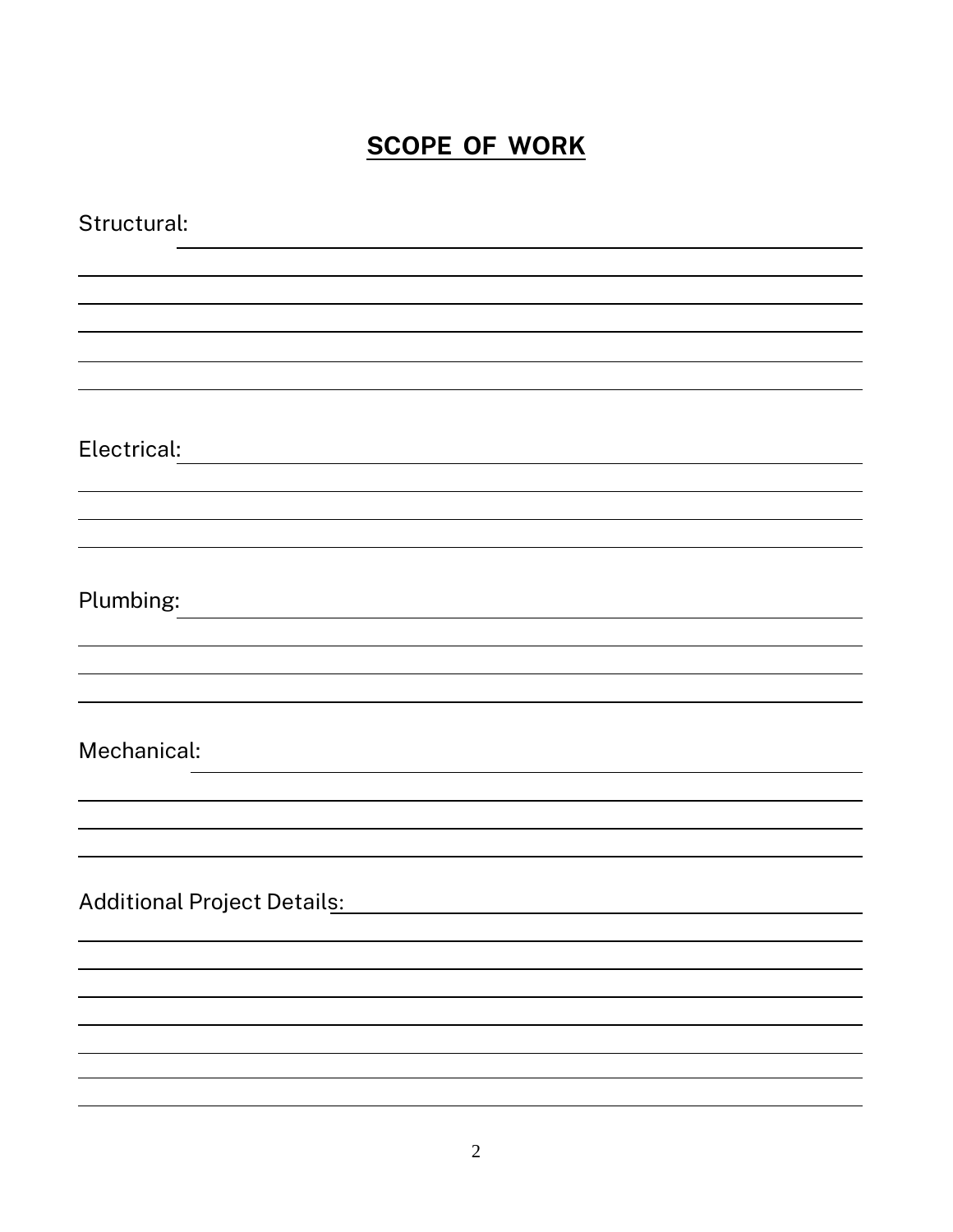## SCOPE OF WORK

Structural: ______________________________________________

______________________________________________

______________________________________________

______________________________________________

______________________________________________

______________________________________________

Electrical: ______________________________________________

______________________________________________

______________________________________________

______________________________________________

Plumbing: ______________________________________________

______________________________________________

______________________________________________

______________________________________________

Mechanical: ______________________________________________

______________________________________________

______________________________________________

______________________________________________

Additional Project Details: ______________________________________________

______________________________________________

______________________________________________

______________________________________________

______________________________________________

______________________________________________

______________________________________________

______________________________________________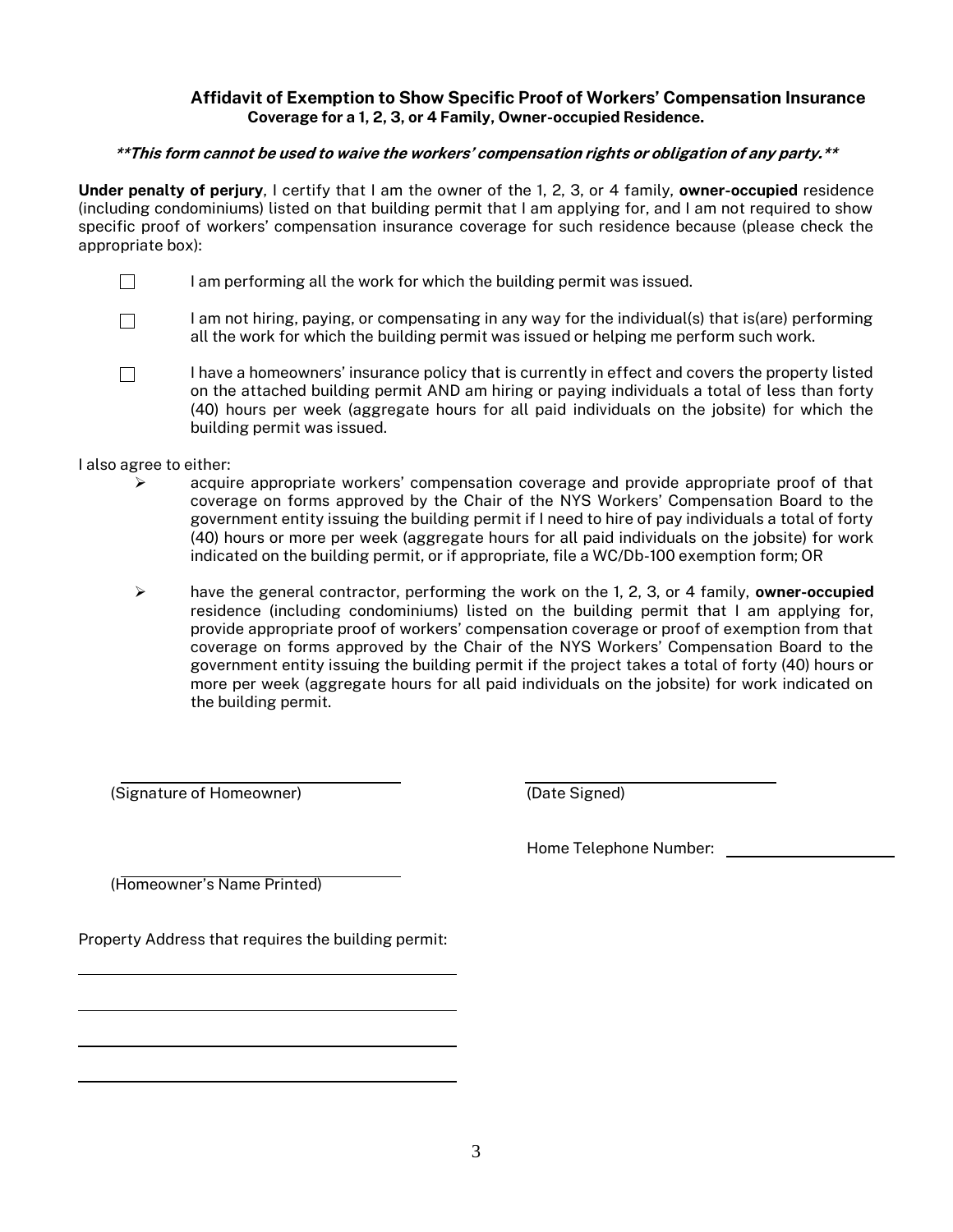## Affidavit of Exemption to Show Specific Proof of Workers' Compensation Insurance Coverage for a 1, 2, 3, or 4 Family, Owner-occupied Residence.

***\*\*This form cannot be used to waive the workers' compensation rights or obligation of any party.\*\****

**Under penalty of perjury**, I certify that I am the owner of the 1, 2, 3, or 4 family, **owner-occupied** residence (including condominiums) listed on that building permit that I am applying for, and I am not required to show specific proof of workers' compensation insurance coverage for such residence because (please check the appropriate box):

- ☐ I am performing all the work for which the building permit was issued.
- ☐ I am not hiring, paying, or compensating in any way for the individual(s) that is(are) performing all the work for which the building permit was issued or helping me perform such work.
- ☐ I have a homeowners' insurance policy that is currently in effect and covers the property listed on the attached building permit AND am hiring or paying individuals a total of less than forty (40) hours per week (aggregate hours for all paid individuals on the jobsite) for which the building permit was issued.

I also agree to either:

- ➢ acquire appropriate workers' compensation coverage and provide appropriate proof of that coverage on forms approved by the Chair of the NYS Workers' Compensation Board to the government entity issuing the building permit if I need to hire of pay individuals a total of forty (40) hours or more per week (aggregate hours for all paid individuals on the jobsite) for work indicated on the building permit, or if appropriate, file a WC/Db-100 exemption form; OR
- ➢ have the general contractor, performing the work on the 1, 2, 3, or 4 family, **owner-occupied** residence (including condominiums) listed on the building permit that I am applying for, provide appropriate proof of workers' compensation coverage or proof of exemption from that coverage on forms approved by the Chair of the NYS Workers' Compensation Board to the government entity issuing the building permit if the project takes a total of forty (40) hours or more per week (aggregate hours for all paid individuals on the jobsite) for work indicated on the building permit.

\_\_\_\_\_\_\_\_\_\_\_\_\_\_\_\_\_\_\_\_\_\_\_\_\_\_\_\_\_\_\_\_ \_\_\_\_\_\_\_\_\_\_\_\_\_\_\_\_\_\_\_\_\_\_\_\_\_\_\_\_\_\_\_\_
(Signature of Homeowner) (Date Signed)

Home Telephone Number: \_\_\_\_\_\_\_\_\_\_\_\_\_\_\_\_\_\_\_\_

\_\_\_\_\_\_\_\_\_\_\_\_\_\_\_\_\_\_\_\_\_\_\_\_\_\_\_\_\_\_\_\_
(Homeowner's Name Printed)

Property Address that requires the building permit:

\_\_\_\_\_\_\_\_\_\_\_\_\_\_\_\_\_\_\_\_\_\_\_\_\_\_\_\_\_\_\_\_\_\_\_\_\_\_\_\_\_\_

\_\_\_\_\_\_\_\_\_\_\_\_\_\_\_\_\_\_\_\_\_\_\_\_\_\_\_\_\_\_\_\_\_\_\_\_\_\_\_\_\_\_

\_\_\_\_\_\_\_\_\_\_\_\_\_\_\_\_\_\_\_\_\_\_\_\_\_\_\_\_\_\_\_\_\_\_\_\_\_\_\_\_\_\_

\_\_\_\_\_\_\_\_\_\_\_\_\_\_\_\_\_\_\_\_\_\_\_\_\_\_\_\_\_\_\_\_\_\_\_\_\_\_\_\_\_\_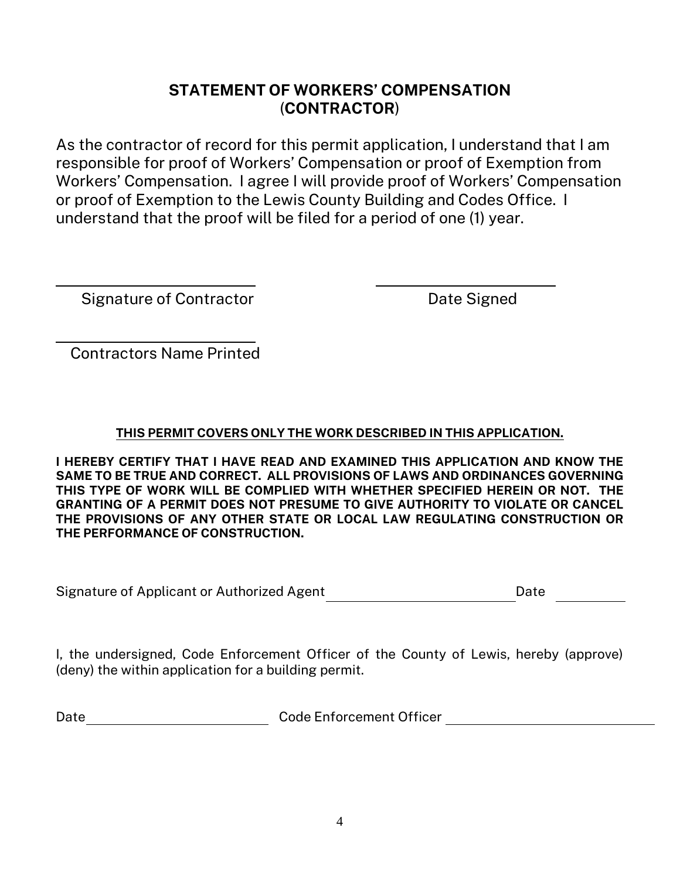## STATEMENT OF WORKERS' COMPENSATION
## (CONTRACTOR)

As the contractor of record for this permit application, I understand that I am responsible for proof of Workers' Compensation or proof of Exemption from Workers' Compensation. I agree I will provide proof of Workers' Compensation or proof of Exemption to the Lewis County Building and Codes Office. I understand that the proof will be filed for a period of one (1) year.

______________________________ ______________________________
Signature of Contractor Date Signed

______________________________
Contractors Name Printed

**THIS PERMIT COVERS ONLY THE WORK DESCRIBED IN THIS APPLICATION.**

**I HEREBY CERTIFY THAT I HAVE READ AND EXAMINED THIS APPLICATION AND KNOW THE SAME TO BE TRUE AND CORRECT. ALL PROVISIONS OF LAWS AND ORDINANCES GOVERNING THIS TYPE OF WORK WILL BE COMPLIED WITH WHETHER SPECIFIED HEREIN OR NOT. THE GRANTING OF A PERMIT DOES NOT PRESUME TO GIVE AUTHORITY TO VIOLATE OR CANCEL THE PROVISIONS OF ANY OTHER STATE OR LOCAL LAW REGULATING CONSTRUCTION OR THE PERFORMANCE OF CONSTRUCTION.**

Signature of Applicant or Authorized Agent ______________________________ Date ____________

I, the undersigned, Code Enforcement Officer of the County of Lewis, hereby (approve) (deny) the within application for a building permit.

Date ______________________________ Code Enforcement Officer ______________________________